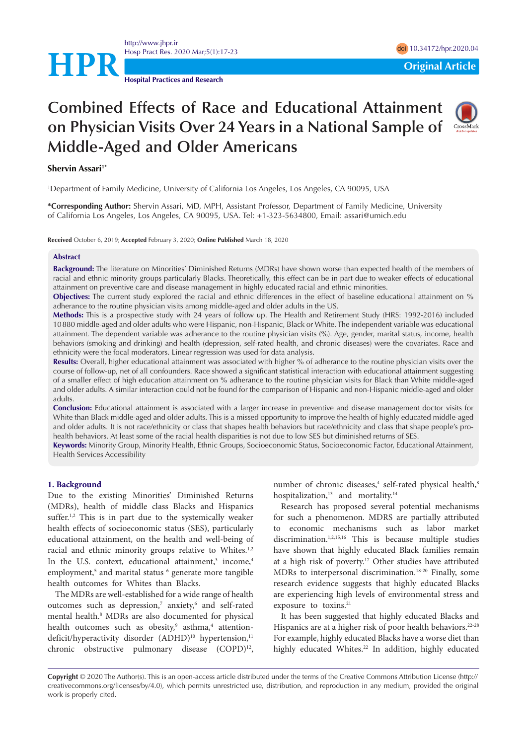# Combined Effects of Race and Educational Attainment on Physician Visits Over 24 Years in a National Sample of Middle-Aged and Older Americans

**Shervin Assari**[1*]

[1]Department of Family Medicine, University of California Los Angeles, Los Angeles, CA 90095, USA

**\*Corresponding Author:** Shervin Assari, MD, MPH, Assistant Professor, Department of Family Medicine, University of California Los Angeles, Los Angeles, CA 90095, USA. Tel: +1-323-5634800, Email: assari@umich.edu

**Received** October 6, 2019; **Accepted** February 3, 2020; **Online Published** March 18, 2020

## Abstract

**Background:** The literature on Minorities' Diminished Returns (MDRs) have shown worse than expected health of the members of racial and ethnic minority groups particularly Blacks. Theoretically, this effect can be in part due to weaker effects of educational attainment on preventive care and disease management in highly educated racial and ethnic minorities.

**Objectives:** The current study explored the racial and ethnic differences in the effect of baseline educational attainment on % adherance to the routine physician visits among middle-aged and older adults in the US.

**Methods:** This is a prospective study with 24 years of follow up. The Health and Retirement Study (HRS: 1992-2016) included 10 880 middle-aged and older adults who were Hispanic, non-Hispanic, Black or White. The independent variable was educational attainment. The dependent variable was adherance to the routine physician visits (%). Age, gender, marital status, income, health behaviors (smoking and drinking) and health (depression, self-rated health, and chronic diseases) were the covariates. Race and ethnicity were the focal moderators. Linear regression was used for data analysis.

**Results:** Overall, higher educational attainment was associated with higher % of adherance to the routine physician visits over the course of follow-up, net of all confounders. Race showed a significant statistical interaction with educational attainment suggesting of a smaller effect of high education attainment on % adherance to the routine physician visits for Black than White middle-aged and older adults. A similar interaction could not be found for the comparison of Hispanic and non-Hispanic middle-aged and older adults.

**Conclusion:** Educational attainment is associated with a larger increase in preventive and disease management doctor visits for White than Black middle-aged and older adults. This is a missed opportunity to improve the health of highly educated middle-aged and older adults. It is not race/ethnicity or class that shapes health behaviors but race/ethnicity and class that shape people's pro-health behaviors. At least some of the racial health disparities is not due to low SES but diminished returns of SES.

**Keywords:** Minority Group, Minority Health, Ethnic Groups, Socioeconomic Status, Socioeconomic Factor, Educational Attainment, Health Services Accessibility

## 1. Background

Due to the existing Minorities' Diminished Returns (MDRs), health of middle class Blacks and Hispanics suffer.[1,2] This is in part due to the systemically weaker health effects of socioeconomic status (SES), particularly educational attainment, on the health and well-being of racial and ethnic minority groups relative to Whites.[1,2] In the U.S. context, educational attainment,[3] income,[4] employment,[5] and marital status [6] generate more tangible health outcomes for Whites than Blacks.

The MDRs are well-established for a wide range of health outcomes such as depression,[7] anxiety,[6] and self-rated mental health.[8] MDRs are also documented for physical health outcomes such as obesity,[9] asthma,[4] attention-deficit/hyperactivity disorder (ADHD)[10] hypertension,[11] chronic obstructive pulmonary disease (COPD)[12], number of chronic diseases,[4] self-rated physical health,[8] hospitalization,[13] and mortality.[14]

Research has proposed several potential mechanisms for such a phenomenon. MDRS are partially attributed to economic mechanisms such as labor market discrimination.[1,2,15,16] This is because multiple studies have shown that highly educated Black families remain at a high risk of poverty.[17] Other studies have attributed MDRs to interpersonal discrimination.[18-20] Finally, some research evidence suggests that highly educated Blacks are experiencing high levels of environmental stress and exposure to toxins.[21]

It has been suggested that highly educated Blacks and Hispanics are at a higher risk of poor health behaviors.[22-28] For example, highly educated Blacks have a worse diet than highly educated Whites.[22] In addition, highly educated

**Copyright** © 2020 The Author(s). This is an open-access article distributed under the terms of the Creative Commons Attribution License (http://creativecommons.org/licenses/by/4.0), which permits unrestricted use, distribution, and reproduction in any medium, provided the original work is properly cited.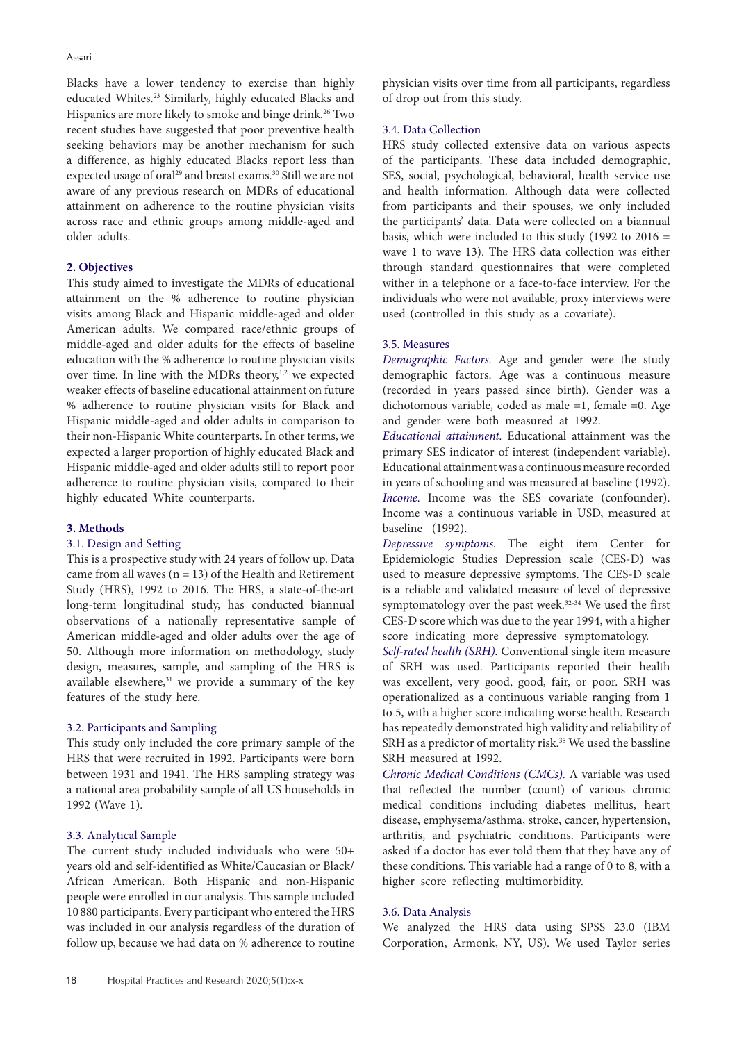Blacks have a lower tendency to exercise than highly educated Whites.[23] Similarly, highly educated Blacks and Hispanics are more likely to smoke and binge drink.[26] Two recent studies have suggested that poor preventive health seeking behaviors may be another mechanism for such a difference, as highly educated Blacks report less than expected usage of oral[29] and breast exams.[30] Still we are not aware of any previous research on MDRs of educational attainment on adherence to the routine physician visits across race and ethnic groups among middle-aged and older adults.

## 2. Objectives

This study aimed to investigate the MDRs of educational attainment on the % adherence to routine physician visits among Black and Hispanic middle-aged and older American adults. We compared race/ethnic groups of middle-aged and older adults for the effects of baseline education with the % adherence to routine physician visits over time. In line with the MDRs theory,[1,2] we expected weaker effects of baseline educational attainment on future % adherence to routine physician visits for Black and Hispanic middle-aged and older adults in comparison to their non-Hispanic White counterparts. In other terms, we expected a larger proportion of highly educated Black and Hispanic middle-aged and older adults still to report poor adherence to routine physician visits, compared to their highly educated White counterparts.

## 3. Methods

### 3.1. Design and Setting

This is a prospective study with 24 years of follow up. Data came from all waves (n = 13) of the Health and Retirement Study (HRS), 1992 to 2016. The HRS, a state-of-the-art long-term longitudinal study, has conducted biannual observations of a nationally representative sample of American middle-aged and older adults over the age of 50. Although more information on methodology, study design, measures, sample, and sampling of the HRS is available elsewhere,[31] we provide a summary of the key features of the study here.

### 3.2. Participants and Sampling

This study only included the core primary sample of the HRS that were recruited in 1992. Participants were born between 1931 and 1941. The HRS sampling strategy was a national area probability sample of all US households in 1992 (Wave 1).

### 3.3. Analytical Sample

The current study included individuals who were 50+ years old and self-identified as White/Caucasian or Black/African American. Both Hispanic and non-Hispanic people were enrolled in our analysis. This sample included 10 880 participants. Every participant who entered the HRS was included in our analysis regardless of the duration of follow up, because we had data on % adherence to routine physician visits over time from all participants, regardless of drop out from this study.

### 3.4. Data Collection

HRS study collected extensive data on various aspects of the participants. These data included demographic, SES, social, psychological, behavioral, health service use and health information. Although data were collected from participants and their spouses, we only included the participants' data. Data were collected on a biannual basis, which were included to this study (1992 to 2016 = wave 1 to wave 13). The HRS data collection was either through standard questionnaires that were completed wither in a telephone or a face-to-face interview. For the individuals who were not available, proxy interviews were used (controlled in this study as a covariate).

### 3.5. Measures

*Demographic Factors.* Age and gender were the study demographic factors. Age was a continuous measure (recorded in years passed since birth). Gender was a dichotomous variable, coded as male =1, female =0. Age and gender were both measured at 1992.

*Educational attainment.* Educational attainment was the primary SES indicator of interest (independent variable). Educational attainment was a continuous measure recorded in years of schooling and was measured at baseline (1992).

*Income.* Income was the SES covariate (confounder). Income was a continuous variable in USD, measured at baseline (1992).

*Depressive symptoms.* The eight item Center for Epidemiologic Studies Depression scale (CES-D) was used to measure depressive symptoms. The CES-D scale is a reliable and validated measure of level of depressive symptomatology over the past week.[32-34] We used the first CES-D score which was due to the year 1994, with a higher score indicating more depressive symptomatology.

*Self-rated health (SRH).* Conventional single item measure of SRH was used. Participants reported their health was excellent, very good, good, fair, or poor. SRH was operationalized as a continuous variable ranging from 1 to 5, with a higher score indicating worse health. Research has repeatedly demonstrated high validity and reliability of SRH as a predictor of mortality risk.[35] We used the bassline SRH measured at 1992.

*Chronic Medical Conditions (CMCs).* A variable was used that reflected the number (count) of various chronic medical conditions including diabetes mellitus, heart disease, emphysema/asthma, stroke, cancer, hypertension, arthritis, and psychiatric conditions. Participants were asked if a doctor has ever told them that they have any of these conditions. This variable had a range of 0 to 8, with a higher score reflecting multimorbidity.

### 3.6. Data Analysis

We analyzed the HRS data using SPSS 23.0 (IBM Corporation, Armonk, NY, US). We used Taylor series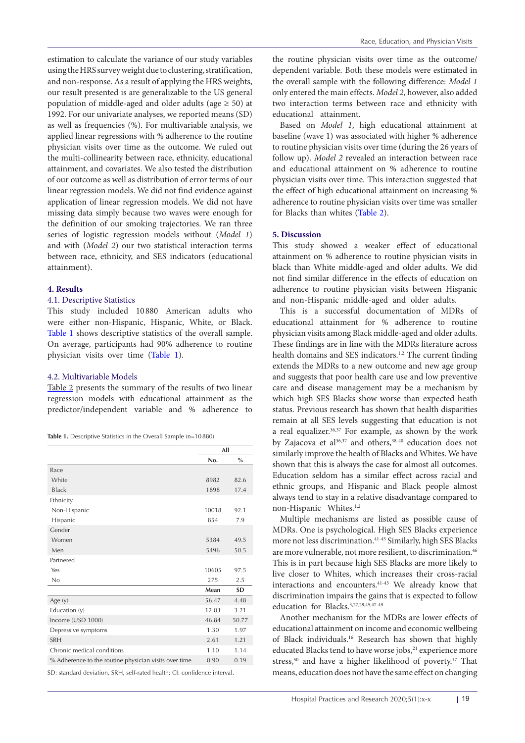estimation to calculate the variance of our study variables using the HRS survey weight due to clustering, stratification, and non-response. As a result of applying the HRS weights, our result presented is are generalizable to the US general population of middle-aged and older adults (age ≥ 50) at 1992. For our univariate analyses, we reported means (SD) as well as frequencies (%). For multivariable analysis, we applied linear regressions with % adherence to the routine physician visits over time as the outcome. We ruled out the multi-collinearity between race, ethnicity, educational attainment, and covariates. We also tested the distribution of our outcome as well as distribution of error terms of our linear regression models. We did not find evidence against application of linear regression models. We did not have missing data simply because two waves were enough for the definition of our smoking trajectories. We ran three series of logistic regression models without (*Model 1*) and with (*Model 2*) our two statistical interaction terms between race, ethnicity, and SES indicators (educational attainment).

## 4. Results

### 4.1. Descriptive Statistics

This study included 10 880 American adults who were either non-Hispanic, Hispanic, White, or Black. Table 1 shows descriptive statistics of the overall sample. On average, participants had 90% adherence to routine physician visits over time (Table 1).

### 4.2. Multivariable Models

Table 2 presents the summary of the results of two linear regression models with educational attainment as the predictor/independent variable and % adherence to the routine physician visits over time as the outcome/dependent variable. Both these models were estimated in the overall sample with the following difference: *Model 1* only entered the main effects. *Model 2*, however, also added two interaction terms between race and ethnicity with educational attainment.

Based on *Model 1*, high educational attainment at baseline (wave 1) was associated with higher % adherence to routine physician visits over time (during the 26 years of follow up). *Model 2* revealed an interaction between race and educational attainment on % adherence to routine physician visits over time. This interaction suggested that the effect of high educational attainment on increasing % adherence to routine physician visits over time was smaller for Blacks than whites (Table 2).

**Table 1.** Descriptive Statistics in the Overall Sample (n=10 880)

| | All | |
|---|---|---|
| | **No.** | **%** |
| Race | | |
| White | 8982 | 82.6 |
| Black | 1898 | 17.4 |
| Ethnicity | | |
| Non-Hispanic | 10018 | 92.1 |
| Hispanic | 854 | 7.9 |
| Gender | | |
| Women | 5384 | 49.5 |
| Men | 5496 | 50.5 |
| Partnered | | |
| Yes | 10605 | 97.5 |
| No | 275 | 2.5 |
| | **Mean** | **SD** |
| Age (y) | 56.47 | 4.48 |
| Education (y) | 12.03 | 3.21 |
| Income (USD 1000) | 46.84 | 50.77 |
| Depressive symptoms | 1.30 | 1.97 |
| SRH | 2.61 | 1.21 |
| Chronic medical conditions | 1.10 | 1.14 |
| % Adherence to the routine physician visits over time | 0.90 | 0.19 |

SD: standard deviation, SRH, self-rated health; CI: confidence interval.

## 5. Discussion

This study showed a weaker effect of educational attainment on % adherence to routine physician visits in black than White middle-aged and older adults. We did not find similar difference in the effects of education on adherence to routine physician visits between Hispanic and non-Hispanic middle-aged and older adults.

This is a successful documentation of MDRs of educational attainment for % adherence to routine physician visits among Black middle-aged and older adults. These findings are in line with the MDRs literature across health domains and SES indicators.[1,2] The current finding extends the MDRs to a new outcome and new age group and suggests that poor health care use and low preventive care and disease management may be a mechanism by which high SES Blacks show worse than expected heath status. Previous research has shown that health disparities remain at all SES levels suggesting that education is not a real equalizer.[36,37] For example, as shown by the work by Zajacova et al[36,37] and others,[38-40] education does not similarly improve the health of Blacks and Whites. We have shown that this is always the case for almost all outcomes. Education seldom has a similar effect across racial and ethnic groups, and Hispanic and Black people almost always tend to stay in a relative disadvantage compared to non-Hispanic Whites.[1,2]

Multiple mechanisms are listed as possible cause of MDRs. One is psychological. High SES Blacks experience more not less discrimination.[41-45] Similarly, high SES Blacks are more vulnerable, not more resilient, to discrimination.[46] This is in part because high SES Blacks are more likely to live closer to Whites, which increases their cross-racial interactions and encounters.[41-45] We already know that discrimination impairs the gains that is expected to follow education for Blacks.[3,27,29,45,47-49]

Another mechanism for the MDRs are lower effects of educational attainment on income and economic wellbeing of Black individuals.[16] Research has shown that highly educated Blacks tend to have worse jobs,[21] experience more stress,[50] and have a higher likelihood of poverty.[17] That means, education does not have the same effect on changing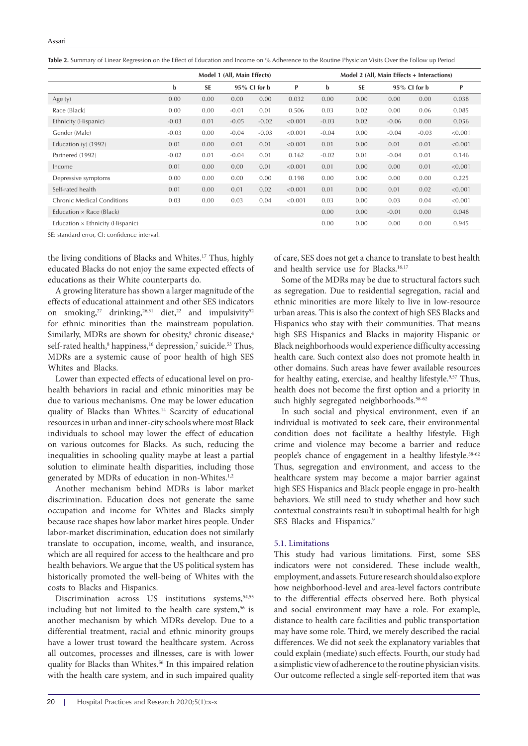**Table 2.** Summary of Linear Regression on the Effect of Education and Income on % Adherence to the Routine Physician Visits Over the Follow up Period

| | Model 1 (All, Main Effects) | | | | | Model 2 (All, Main Effects + Interactions) | | | | |
|---|---|---|---|---|---|---|---|---|---|---|
| | b | SE | 95% CI for b | | P | b | SE | 95% CI for b | | P |
| Age (y) | 0.00 | 0.00 | 0.00 | 0.00 | 0.032 | 0.00 | 0.00 | 0.00 | 0.00 | 0.038 |
| Race (Black) | 0.00 | 0.00 | -0.01 | 0.01 | 0.506 | 0.03 | 0.02 | 0.00 | 0.06 | 0.085 |
| Ethnicity (Hispanic) | -0.03 | 0.01 | -0.05 | -0.02 | <0.001 | -0.03 | 0.02 | -0.06 | 0.00 | 0.056 |
| Gender (Male) | -0.03 | 0.00 | -0.04 | -0.03 | <0.001 | -0.04 | 0.00 | -0.04 | -0.03 | <0.001 |
| Education (y) (1992) | 0.01 | 0.00 | 0.01 | 0.01 | <0.001 | 0.01 | 0.00 | 0.01 | 0.01 | <0.001 |
| Partnered (1992) | -0.02 | 0.01 | -0.04 | 0.01 | 0.162 | -0.02 | 0.01 | -0.04 | 0.01 | 0.146 |
| Income | 0.01 | 0.00 | 0.00 | 0.01 | <0.001 | 0.01 | 0.00 | 0.00 | 0.01 | <0.001 |
| Depressive symptoms | 0.00 | 0.00 | 0.00 | 0.00 | 0.198 | 0.00 | 0.00 | 0.00 | 0.00 | 0.225 |
| Self-rated health | 0.01 | 0.00 | 0.01 | 0.02 | <0.001 | 0.01 | 0.00 | 0.01 | 0.02 | <0.001 |
| Chronic Medical Conditions | 0.03 | 0.00 | 0.03 | 0.04 | <0.001 | 0.03 | 0.00 | 0.03 | 0.04 | <0.001 |
| Education × Race (Black) | | | | | | 0.00 | 0.00 | -0.01 | 0.00 | 0.048 |
| Education × Ethnicity (Hispanic) | | | | | | 0.00 | 0.00 | 0.00 | 0.00 | 0.945 |

SE: standard error, CI: confidence interval.

the living conditions of Blacks and Whites.[17] Thus, highly educated Blacks do not enjoy the same expected effects of educations as their White counterparts do.

A growing literature has shown a larger magnitude of the effects of educational attainment and other SES indicators on smoking,[27] drinking,[26,51] diet,[22] and impulsivity[52] for ethnic minorities than the mainstream population. Similarly, MDRs are shown for obesity,[9] chronic disease,[4] self-rated health,[8] happiness,[16] depression,[7] suicide.[53] Thus, MDRs are a systemic cause of poor health of high SES Whites and Blacks.

Lower than expected effects of educational level on pro-health behaviors in racial and ethnic minorities may be due to various mechanisms. One may be lower education quality of Blacks than Whites.[14] Scarcity of educational resources in urban and inner-city schools where most Black individuals to school may lower the effect of education on various outcomes for Blacks. As such, reducing the inequalities in schooling quality maybe at least a partial solution to eliminate health disparities, including those generated by MDRs of education in non-Whites.[1,2]

Another mechanism behind MDRs is labor market discrimination. Education does not generate the same occupation and income for Whites and Blacks simply because race shapes how labor market hires people. Under labor-market discrimination, education does not similarly translate to occupation, income, wealth, and insurance, which are all required for access to the healthcare and pro health behaviors. We argue that the US political system has historically promoted the well-being of Whites with the costs to Blacks and Hispanics.

Discrimination across US institutions systems,[54,55] including but not limited to the health care system,[56] is another mechanism by which MDRs develop. Due to a differential treatment, racial and ethnic minority groups have a lower trust toward the healthcare system. Across all outcomes, processes and illnesses, care is with lower quality for Blacks than Whites.[56] In this impaired relation with the health care system, and in such impaired quality of care, SES does not get a chance to translate to best health and health service use for Blacks.[16,17]

Some of the MDRs may be due to structural factors such as segregation. Due to residential segregation, racial and ethnic minorities are more likely to live in low-resource urban areas. This is also the context of high SES Blacks and Hispanics who stay with their communities. That means high SES Hispanics and Blacks in majority Hispanic or Black neighborhoods would experience difficulty accessing health care. Such context also does not promote health in other domains. Such areas have fewer available resources for healthy eating, exercise, and healthy lifestyle.[9,57] Thus, health does not become the first option and a priority in such highly segregated neighborhoods.[58-62]

In such social and physical environment, even if an individual is motivated to seek care, their environmental condition does not facilitate a healthy lifestyle. High crime and violence may become a barrier and reduce people's chance of engagement in a healthy lifestyle.[58-62] Thus, segregation and environment, and access to the healthcare system may become a major barrier against high SES Hispanics and Black people engage in pro-health behaviors. We still need to study whether and how such contextual constraints result in suboptimal health for high SES Blacks and Hispanics.[9]

### 5.1. Limitations

This study had various limitations. First, some SES indicators were not considered. These include wealth, employment, and assets. Future research should also explore how neighborhood-level and area-level factors contribute to the differential effects observed here. Both physical and social environment may have a role. For example, distance to health care facilities and public transportation may have some role. Third, we merely described the racial differences. We did not seek the explanatory variables that could explain (mediate) such effects. Fourth, our study had a simplistic view of adherence to the routine physician visits. Our outcome reflected a single self-reported item that was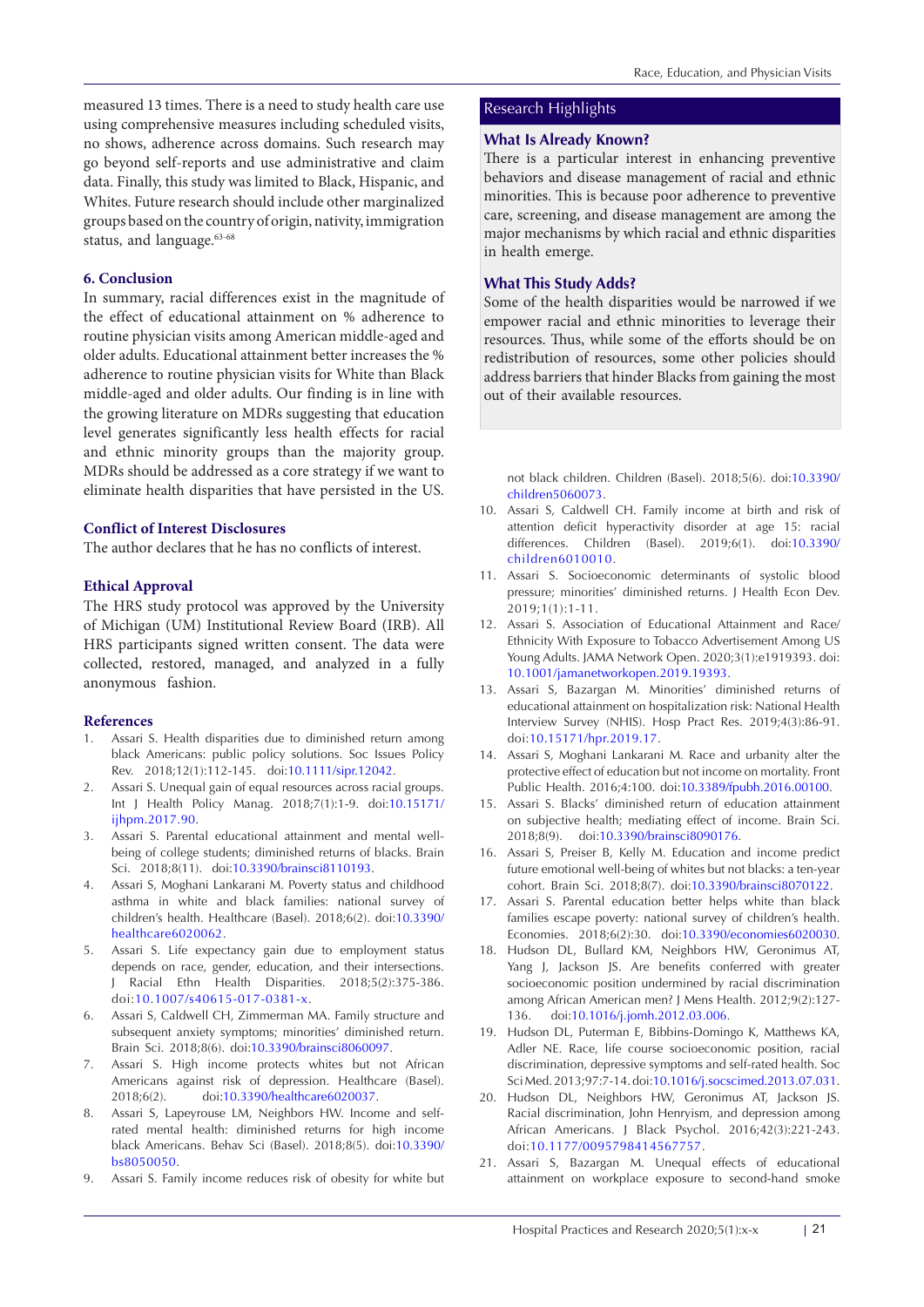measured 13 times. There is a need to study health care use using comprehensive measures including scheduled visits, no shows, adherence across domains. Such research may go beyond self-reports and use administrative and claim data. Finally, this study was limited to Black, Hispanic, and Whites. Future research should include other marginalized groups based on the country of origin, nativity, immigration status, and language.[63-68]

## 6. Conclusion

In summary, racial differences exist in the magnitude of the effect of educational attainment on % adherence to routine physician visits among American middle-aged and older adults. Educational attainment better increases the % adherence to routine physician visits for White than Black middle-aged and older adults. Our finding is in line with the growing literature on MDRs suggesting that education level generates significantly less health effects for racial and ethnic minority groups than the majority group. MDRs should be addressed as a core strategy if we want to eliminate health disparities that have persisted in the US.

## Conflict of Interest Disclosures

The author declares that he has no conflicts of interest.

## Ethical Approval

The HRS study protocol was approved by the University of Michigan (UM) Institutional Review Board (IRB). All HRS participants signed written consent. The data were collected, restored, managed, and analyzed in a fully anonymous fashion.

## Research Highlights

### What Is Already Known?

There is a particular interest in enhancing preventive behaviors and disease management of racial and ethnic minorities. This is because poor adherence to preventive care, screening, and disease management are among the major mechanisms by which racial and ethnic disparities in health emerge.

### What This Study Adds?

Some of the health disparities would be narrowed if we empower racial and ethnic minorities to leverage their resources. Thus, while some of the efforts should be on redistribution of resources, some other policies should address barriers that hinder Blacks from gaining the most out of their available resources.

## References

1. Assari S. Health disparities due to diminished return among black Americans: public policy solutions. Soc Issues Policy Rev. 2018;12(1):112-145. doi:10.1111/sipr.12042.
2. Assari S. Unequal gain of equal resources across racial groups. Int J Health Policy Manag. 2018;7(1):1-9. doi:10.15171/ijhpm.2017.90.
3. Assari S. Parental educational attainment and mental well-being of college students; diminished returns of blacks. Brain Sci. 2018;8(11). doi:10.3390/brainsci8110193.
4. Assari S, Moghani Lankarani M. Poverty status and childhood asthma in white and black families: national survey of children's health. Healthcare (Basel). 2018;6(2). doi:10.3390/healthcare6020062.
5. Assari S. Life expectancy gain due to employment status depends on race, gender, education, and their intersections. J Racial Ethn Health Disparities. 2018;5(2):375-386. doi:10.1007/s40615-017-0381-x.
6. Assari S, Caldwell CH, Zimmerman MA. Family structure and subsequent anxiety symptoms; minorities' diminished return. Brain Sci. 2018;8(6). doi:10.3390/brainsci8060097.
7. Assari S. High income protects whites but not African Americans against risk of depression. Healthcare (Basel). 2018;6(2). doi:10.3390/healthcare6020037.
8. Assari S, Lapeyrouse LM, Neighbors HW. Income and self-rated mental health: diminished returns for high income black Americans. Behav Sci (Basel). 2018;8(5). doi:10.3390/bs8050050.
9. Assari S. Family income reduces risk of obesity for white but not black children. Children (Basel). 2018;5(6). doi:10.3390/children5060073.
10. Assari S, Caldwell CH. Family income at birth and risk of attention deficit hyperactivity disorder at age 15: racial differences. Children (Basel). 2019;6(1). doi:10.3390/children6010010.
11. Assari S. Socioeconomic determinants of systolic blood pressure; minorities' diminished returns. J Health Econ Dev. 2019;1(1):1-11.
12. Assari S. Association of Educational Attainment and Race/Ethnicity With Exposure to Tobacco Advertisement Among US Young Adults. JAMA Network Open. 2020;3(1):e1919393. doi:10.1001/jamanetworkopen.2019.19393.
13. Assari S, Bazargan M. Minorities' diminished returns of educational attainment on hospitalization risk: National Health Interview Survey (NHIS). Hosp Pract Res. 2019;4(3):86-91. doi:10.15171/hpr.2019.17.
14. Assari S, Moghani Lankarani M. Race and urbanity alter the protective effect of education but not income on mortality. Front Public Health. 2016;4:100. doi:10.3389/fpubh.2016.00100.
15. Assari S. Blacks' diminished return of education attainment on subjective health; mediating effect of income. Brain Sci. 2018;8(9). doi:10.3390/brainsci8090176.
16. Assari S, Preiser B, Kelly M. Education and income predict future emotional well-being of whites but not blacks: a ten-year cohort. Brain Sci. 2018;8(7). doi:10.3390/brainsci8070122.
17. Assari S. Parental education better helps white than black families escape poverty: national survey of children's health. Economies. 2018;6(2):30. doi:10.3390/economies6020030.
18. Hudson DL, Bullard KM, Neighbors HW, Geronimus AT, Yang J, Jackson JS. Are benefits conferred with greater socioeconomic position undermined by racial discrimination among African American men? J Mens Health. 2012;9(2):127-136. doi:10.1016/j.jomh.2012.03.006.
19. Hudson DL, Puterman E, Bibbins-Domingo K, Matthews KA, Adler NE. Race, life course socioeconomic position, racial discrimination, depressive symptoms and self-rated health. Soc Sci Med. 2013;97:7-14. doi:10.1016/j.socscimed.2013.07.031.
20. Hudson DL, Neighbors HW, Geronimus AT, Jackson JS. Racial discrimination, John Henryism, and depression among African Americans. J Black Psychol. 2016;42(3):221-243. doi:10.1177/0095798414567757.
21. Assari S, Bazargan M. Unequal effects of educational attainment on workplace exposure to second-hand smoke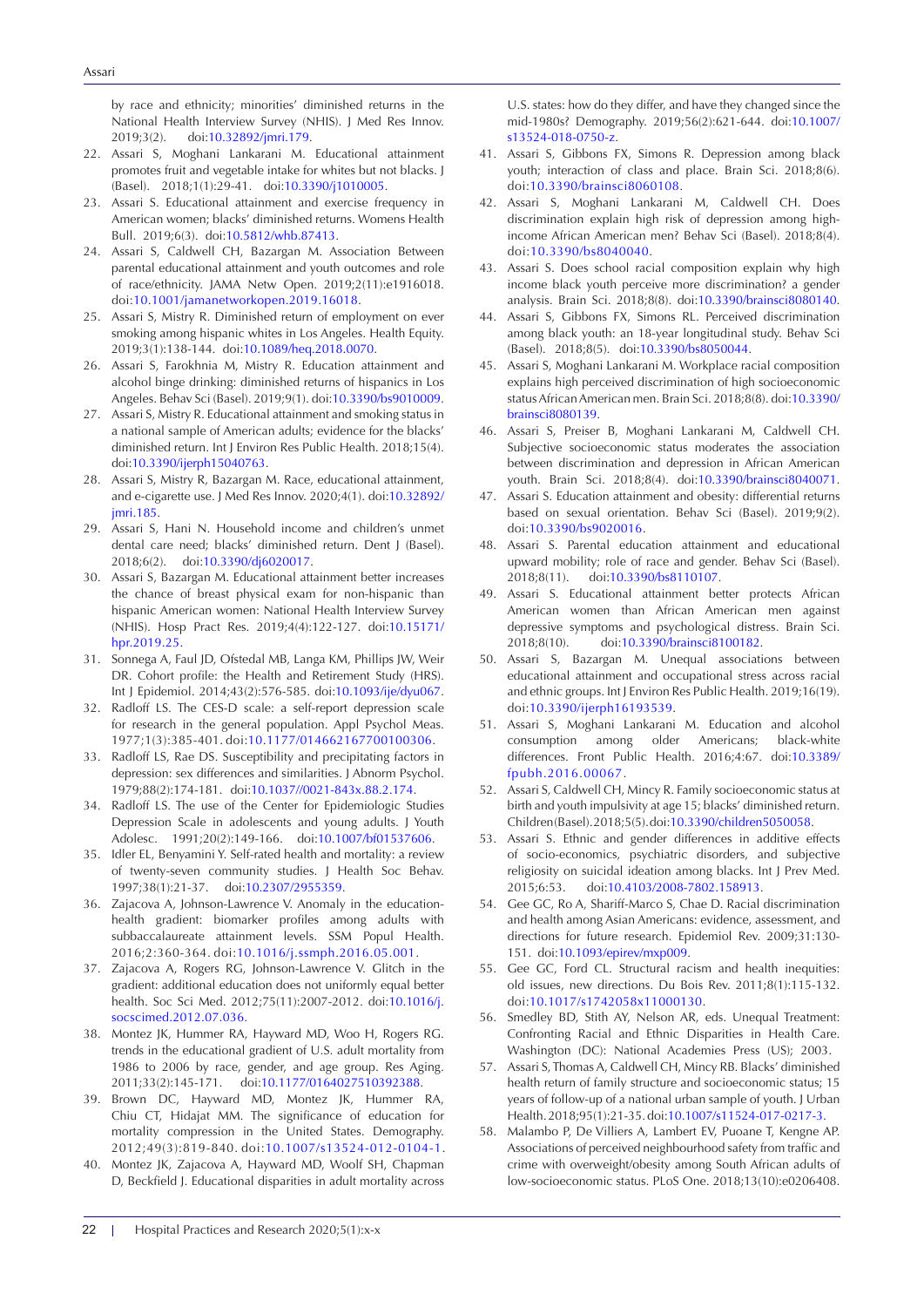by race and ethnicity; minorities' diminished returns in the National Health Interview Survey (NHIS). J Med Res Innov. 2019;3(2). doi:10.32892/jmri.179.

22. Assari S, Moghani Lankarani M. Educational attainment promotes fruit and vegetable intake for whites but not blacks. J (Basel). 2018;1(1):29-41. doi:10.3390/j1010005.
23. Assari S. Educational attainment and exercise frequency in American women; blacks' diminished returns. Womens Health Bull. 2019;6(3). doi:10.5812/whb.87413.
24. Assari S, Caldwell CH, Bazargan M. Association Between parental educational attainment and youth outcomes and role of race/ethnicity. JAMA Netw Open. 2019;2(11):e1916018. doi:10.1001/jamanetworkopen.2019.16018.
25. Assari S, Mistry R. Diminished return of employment on ever smoking among hispanic whites in Los Angeles. Health Equity. 2019;3(1):138-144. doi:10.1089/heq.2018.0070.
26. Assari S, Farokhnia M, Mistry R. Education attainment and alcohol binge drinking: diminished returns of hispanics in Los Angeles. Behav Sci (Basel). 2019;9(1). doi:10.3390/bs9010009.
27. Assari S, Mistry R. Educational attainment and smoking status in a national sample of American adults; evidence for the blacks' diminished return. Int J Environ Res Public Health. 2018;15(4). doi:10.3390/ijerph15040763.
28. Assari S, Mistry R, Bazargan M. Race, educational attainment, and e-cigarette use. J Med Res Innov. 2020;4(1). doi:10.32892/jmri.185.
29. Assari S, Hani N. Household income and children's unmet dental care need; blacks' diminished return. Dent J (Basel). 2018;6(2). doi:10.3390/dj6020017.
30. Assari S, Bazargan M. Educational attainment better increases the chance of breast physical exam for non-hispanic than hispanic American women: National Health Interview Survey (NHIS). Hosp Pract Res. 2019;4(4):122-127. doi:10.15171/hpr.2019.25.
31. Sonnega A, Faul JD, Ofstedal MB, Langa KM, Phillips JW, Weir DR. Cohort profile: the Health and Retirement Study (HRS). Int J Epidemiol. 2014;43(2):576-585. doi:10.1093/ije/dyu067.
32. Radloff LS. The CES-D scale: a self-report depression scale for research in the general population. Appl Psychol Meas. 1977;1(3):385-401. doi:10.1177/014662167700100306.
33. Radloff LS, Rae DS. Susceptibility and precipitating factors in depression: sex differences and similarities. J Abnorm Psychol. 1979;88(2):174-181. doi:10.1037//0021-843x.88.2.174.
34. Radloff LS. The use of the Center for Epidemiologic Studies Depression Scale in adolescents and young adults. J Youth Adolesc. 1991;20(2):149-166. doi:10.1007/bf01537606.
35. Idler EL, Benyamini Y. Self-rated health and mortality: a review of twenty-seven community studies. J Health Soc Behav. 1997;38(1):21-37. doi:10.2307/2955359.
36. Zajacova A, Johnson-Lawrence V. Anomaly in the education-health gradient: biomarker profiles among adults with subbaccalaureate attainment levels. SSM Popul Health. 2016;2:360-364. doi:10.1016/j.ssmph.2016.05.001.
37. Zajacova A, Rogers RG, Johnson-Lawrence V. Glitch in the gradient: additional education does not uniformly equal better health. Soc Sci Med. 2012;75(11):2007-2012. doi:10.1016/j.socscimed.2012.07.036.
38. Montez JK, Hummer RA, Hayward MD, Woo H, Rogers RG. trends in the educational gradient of U.S. adult mortality from 1986 to 2006 by race, gender, and age group. Res Aging. 2011;33(2):145-171. doi:10.1177/0164027510392388.
39. Brown DC, Hayward MD, Montez JK, Hummer RA, Chiu CT, Hidajat MM. The significance of education for mortality compression in the United States. Demography. 2012;49(3):819-840. doi:10.1007/s13524-012-0104-1.
40. Montez JK, Zajacova A, Hayward MD, Woolf SH, Chapman D, Beckfield J. Educational disparities in adult mortality across U.S. states: how do they differ, and have they changed since the mid-1980s? Demography. 2019;56(2):621-644. doi:10.1007/s13524-018-0750-z.
41. Assari S, Gibbons FX, Simons R. Depression among black youth; interaction of class and place. Brain Sci. 2018;8(6). doi:10.3390/brainsci8060108.
42. Assari S, Moghani Lankarani M, Caldwell CH. Does discrimination explain high risk of depression among high-income African American men? Behav Sci (Basel). 2018;8(4). doi:10.3390/bs8040040.
43. Assari S. Does school racial composition explain why high income black youth perceive more discrimination? a gender analysis. Brain Sci. 2018;8(8). doi:10.3390/brainsci8080140.
44. Assari S, Gibbons FX, Simons RL. Perceived discrimination among black youth: an 18-year longitudinal study. Behav Sci (Basel). 2018;8(5). doi:10.3390/bs8050044.
45. Assari S, Moghani Lankarani M. Workplace racial composition explains high perceived discrimination of high socioeconomic status African American men. Brain Sci. 2018;8(8). doi:10.3390/brainsci8080139.
46. Assari S, Preiser B, Moghani Lankarani M, Caldwell CH. Subjective socioeconomic status moderates the association between discrimination and depression in African American youth. Brain Sci. 2018;8(4). doi:10.3390/brainsci8040071.
47. Assari S. Education attainment and obesity: differential returns based on sexual orientation. Behav Sci (Basel). 2019;9(2). doi:10.3390/bs9020016.
48. Assari S. Parental education attainment and educational upward mobility; role of race and gender. Behav Sci (Basel). 2018;8(11). doi:10.3390/bs8110107.
49. Assari S. Educational attainment better protects African American women than African American men against depressive symptoms and psychological distress. Brain Sci. 2018;8(10). doi:10.3390/brainsci8100182.
50. Assari S, Bazargan M. Unequal associations between educational attainment and occupational stress across racial and ethnic groups. Int J Environ Res Public Health. 2019;16(19). doi:10.3390/ijerph16193539.
51. Assari S, Moghani Lankarani M. Education and alcohol consumption among older Americans; black-white differences. Front Public Health. 2016;4:67. doi:10.3389/fpubh.2016.00067.
52. Assari S, Caldwell CH, Mincy R. Family socioeconomic status at birth and youth impulsivity at age 15; blacks' diminished return. Children(Basel).2018;5(5).doi:10.3390/children5050058.
53. Assari S. Ethnic and gender differences in additive effects of socio-economics, psychiatric disorders, and subjective religiosity on suicidal ideation among blacks. Int J Prev Med. 2015;6:53. doi:10.4103/2008-7802.158913.
54. Gee GC, Ro A, Shariff-Marco S, Chae D. Racial discrimination and health among Asian Americans: evidence, assessment, and directions for future research. Epidemiol Rev. 2009;31:130-151. doi:10.1093/epirev/mxp009.
55. Gee GC, Ford CL. Structural racism and health inequities: old issues, new directions. Du Bois Rev. 2011;8(1):115-132. doi:10.1017/s1742058x11000130.
56. Smedley BD, Stith AY, Nelson AR, eds. Unequal Treatment: Confronting Racial and Ethnic Disparities in Health Care. Washington (DC): National Academies Press (US); 2003.
57. Assari S, Thomas A, Caldwell CH, Mincy RB. Blacks' diminished health return of family structure and socioeconomic status; 15 years of follow-up of a national urban sample of youth. J Urban Health. 2018;95(1):21-35. doi:10.1007/s11524-017-0217-3.
58. Malambo P, De Villiers A, Lambert EV, Puoane T, Kengne AP. Associations of perceived neighbourhood safety from traffic and crime with overweight/obesity among South African adults of low-socioeconomic status. PLoS One. 2018;13(10):e0206408.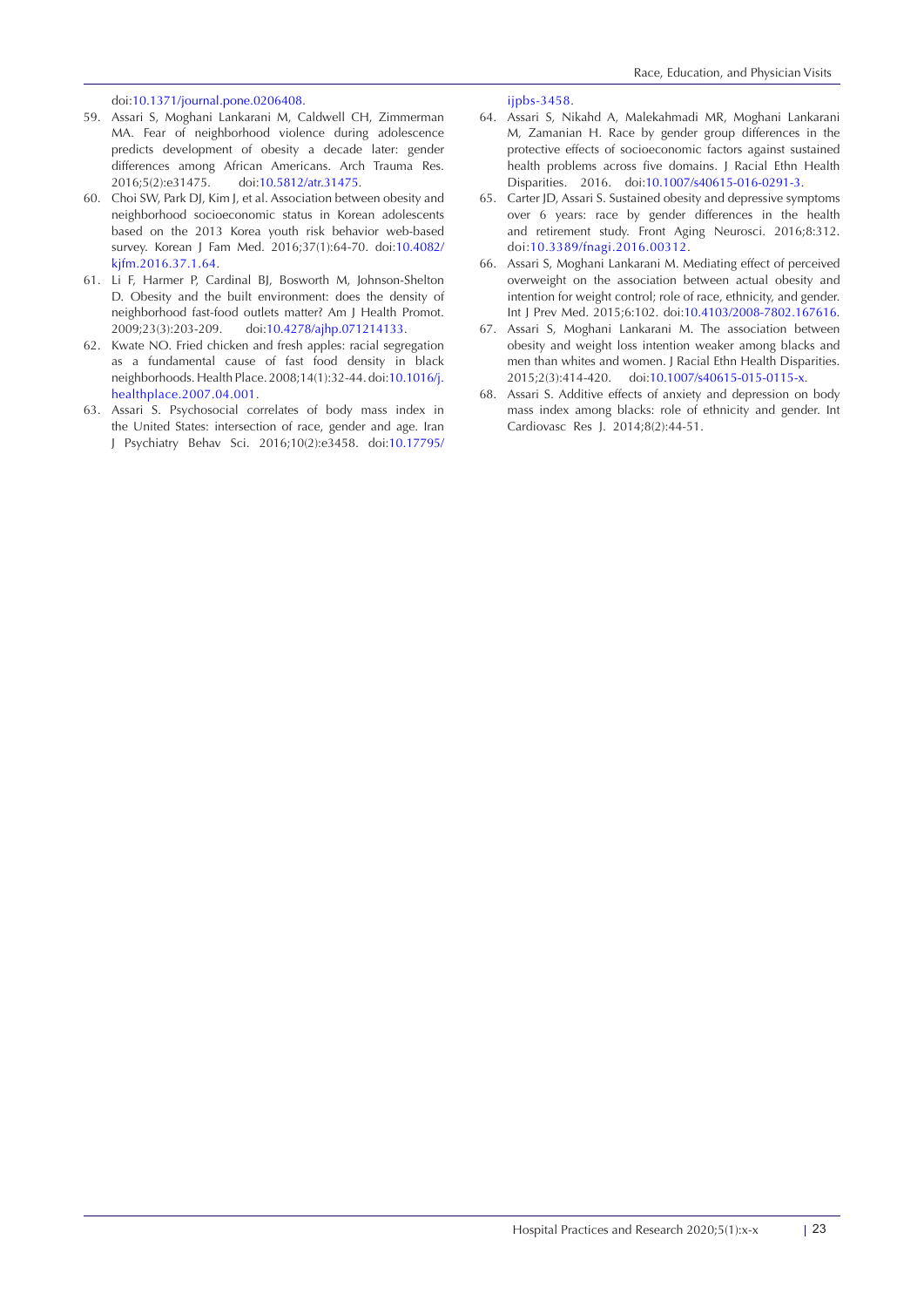doi:10.1371/journal.pone.0206408.

59. Assari S, Moghani Lankarani M, Caldwell CH, Zimmerman MA. Fear of neighborhood violence during adolescence predicts development of obesity a decade later: gender differences among African Americans. Arch Trauma Res. 2016;5(2):e31475. doi:10.5812/atr.31475.
60. Choi SW, Park DJ, Kim J, et al. Association between obesity and neighborhood socioeconomic status in Korean adolescents based on the 2013 Korea youth risk behavior web-based survey. Korean J Fam Med. 2016;37(1):64-70. doi:10.4082/kjfm.2016.37.1.64.
61. Li F, Harmer P, Cardinal BJ, Bosworth M, Johnson-Shelton D. Obesity and the built environment: does the density of neighborhood fast-food outlets matter? Am J Health Promot. 2009;23(3):203-209. doi:10.4278/ajhp.071214133.
62. Kwate NO. Fried chicken and fresh apples: racial segregation as a fundamental cause of fast food density in black neighborhoods. Health Place. 2008;14(1):32-44. doi:10.1016/j.healthplace.2007.04.001.
63. Assari S. Psychosocial correlates of body mass index in the United States: intersection of race, gender and age. Iran J Psychiatry Behav Sci. 2016;10(2):e3458. doi:10.17795/ijpbs-3458.
64. Assari S, Nikahd A, Malekahmadi MR, Moghani Lankarani M, Zamanian H. Race by gender group differences in the protective effects of socioeconomic factors against sustained health problems across five domains. J Racial Ethn Health Disparities. 2016. doi:10.1007/s40615-016-0291-3.
65. Carter JD, Assari S. Sustained obesity and depressive symptoms over 6 years: race by gender differences in the health and retirement study. Front Aging Neurosci. 2016;8:312. doi:10.3389/fnagi.2016.00312.
66. Assari S, Moghani Lankarani M. Mediating effect of perceived overweight on the association between actual obesity and intention for weight control; role of race, ethnicity, and gender. Int J Prev Med. 2015;6:102. doi:10.4103/2008-7802.167616.
67. Assari S, Moghani Lankarani M. The association between obesity and weight loss intention weaker among blacks and men than whites and women. J Racial Ethn Health Disparities. 2015;2(3):414-420. doi:10.1007/s40615-015-0115-x.
68. Assari S. Additive effects of anxiety and depression on body mass index among blacks: role of ethnicity and gender. Int Cardiovasc Res J. 2014;8(2):44-51.